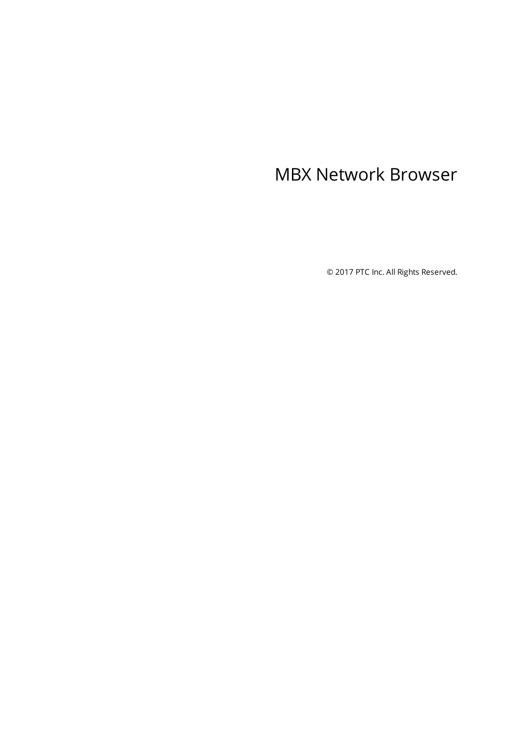# MBX Network Browser

© 2017 PTC Inc. All Rights Reserved.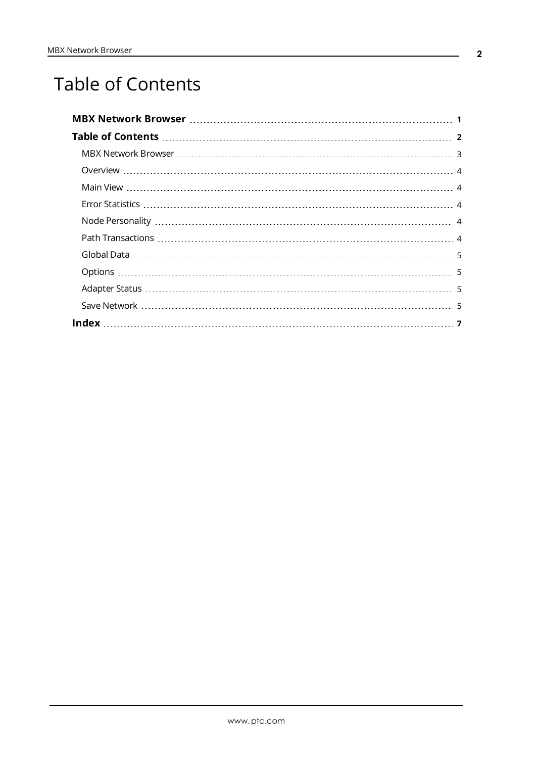# Table of Contents

**MBX Network Browser** .......... **1**

**Table of Contents** .......... **2**

- MBX Network Browser .......... 3
- Overview .......... 4
- Main View .......... 4
- Error Statistics .......... 4
- Node Personality .......... 4
- Path Transactions .......... 4
- Global Data .......... 5
- Options .......... 5
- Adapter Status .......... 5
- Save Network .......... 5

**Index** .......... **7**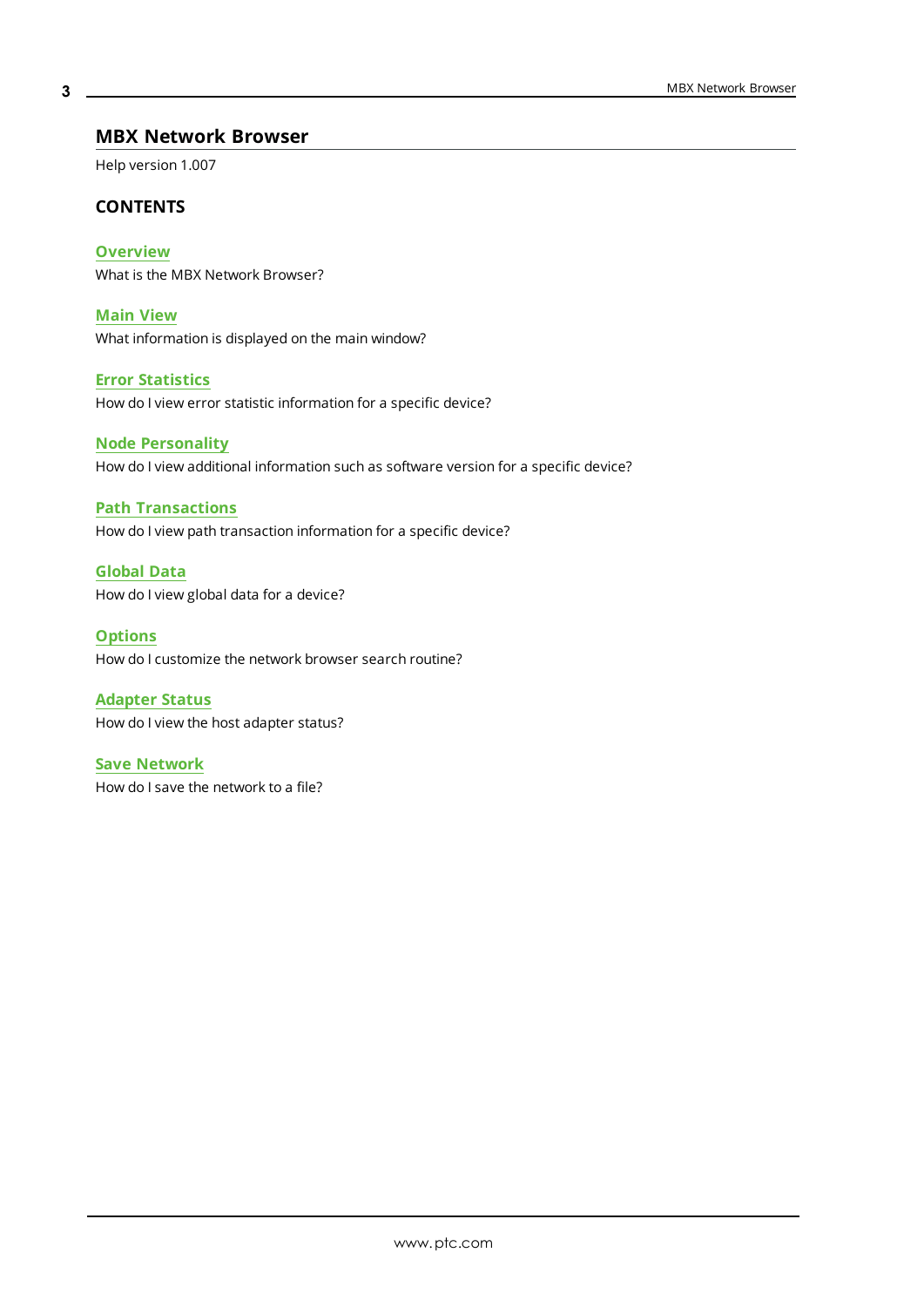# MBX Network Browser

Help version 1.007

## CONTENTS

**Overview**
What is the MBX Network Browser?

**Main View**
What information is displayed on the main window?

**Error Statistics**
How do I view error statistic information for a specific device?

**Node Personality**
How do I view additional information such as software version for a specific device?

**Path Transactions**
How do I view path transaction information for a specific device?

**Global Data**
How do I view global data for a device?

**Options**
How do I customize the network browser search routine?

**Adapter Status**
How do I view the host adapter status?

**Save Network**
How do I save the network to a file?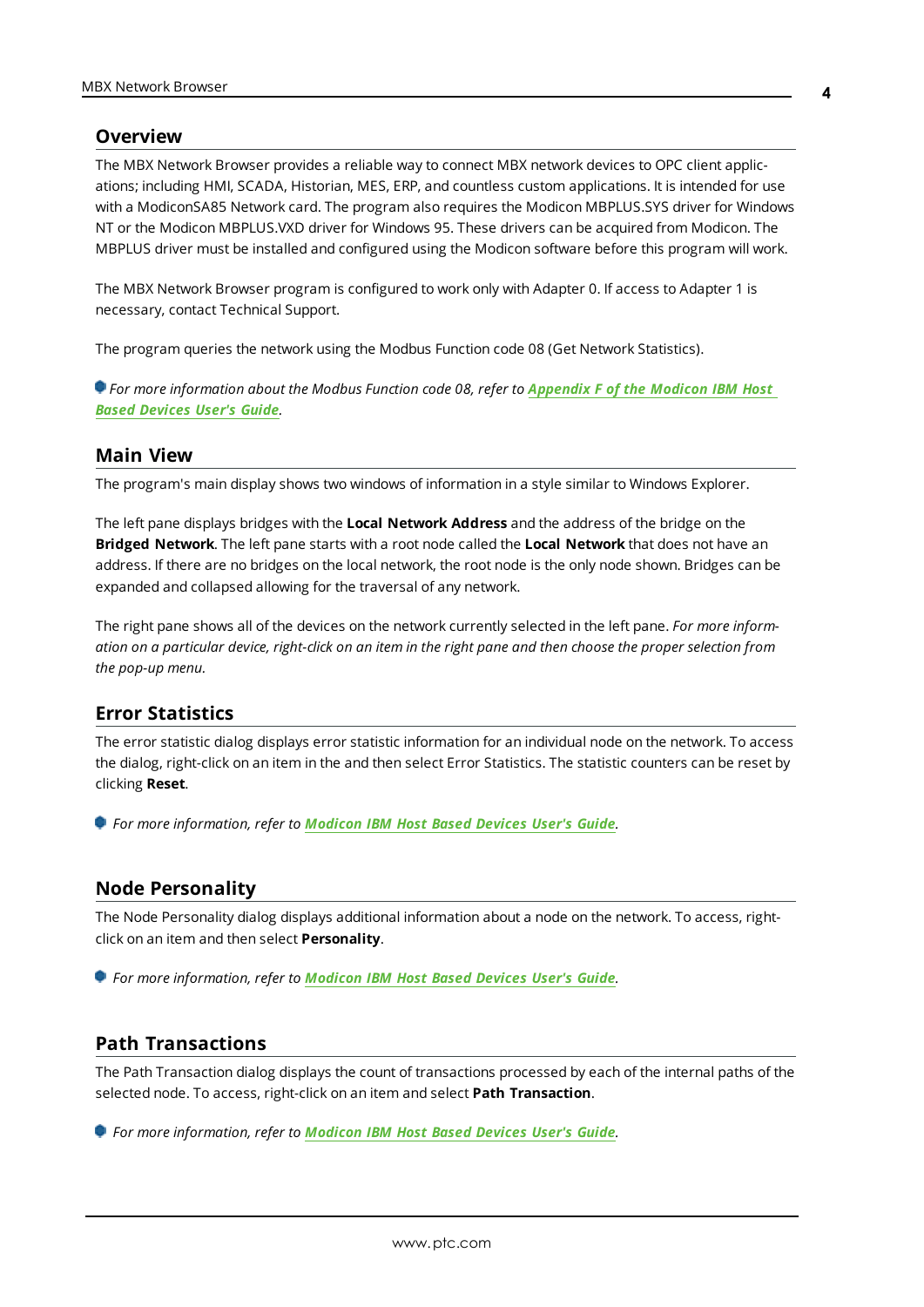## Overview

The MBX Network Browser provides a reliable way to connect MBX network devices to OPC client applications; including HMI, SCADA, Historian, MES, ERP, and countless custom applications. It is intended for use with a ModiconSA85 Network card. The program also requires the Modicon MBPLUS.SYS driver for Windows NT or the Modicon MBPLUS.VXD driver for Windows 95. These drivers can be acquired from Modicon. The MBPLUS driver must be installed and configured using the Modicon software before this program will work.

The MBX Network Browser program is configured to work only with Adapter 0. If access to Adapter 1 is necessary, contact Technical Support.

The program queries the network using the Modbus Function code 08 (Get Network Statistics).

*For more information about the Modbus Function code 08, refer to* ***Appendix F of the Modicon IBM Host Based Devices User's Guide****.*

## Main View

The program's main display shows two windows of information in a style similar to Windows Explorer.

The left pane displays bridges with the **Local Network Address** and the address of the bridge on the **Bridged Network**. The left pane starts with a root node called the **Local Network** that does not have an address. If there are no bridges on the local network, the root node is the only node shown. Bridges can be expanded and collapsed allowing for the traversal of any network.

The right pane shows all of the devices on the network currently selected in the left pane. *For more information on a particular device, right-click on an item in the right pane and then choose the proper selection from the pop-up menu.*

## Error Statistics

The error statistic dialog displays error statistic information for an individual node on the network. To access the dialog, right-click on an item in the and then select Error Statistics. The statistic counters can be reset by clicking **Reset**.

*For more information, refer to* ***Modicon IBM Host Based Devices User's Guide****.*

## Node Personality

The Node Personality dialog displays additional information about a node on the network. To access, right-click on an item and then select **Personality**.

*For more information, refer to* ***Modicon IBM Host Based Devices User's Guide****.*

## Path Transactions

The Path Transaction dialog displays the count of transactions processed by each of the internal paths of the selected node. To access, right-click on an item and select **Path Transaction**.

*For more information, refer to* ***Modicon IBM Host Based Devices User's Guide****.*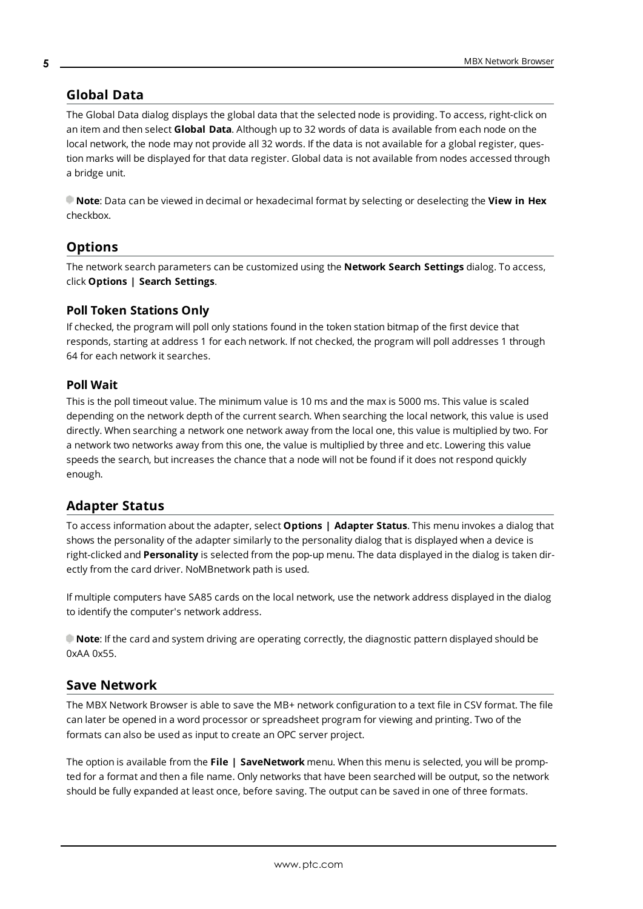## Global Data

The Global Data dialog displays the global data that the selected node is providing. To access, right-click on an item and then select **Global Data**. Although up to 32 words of data is available from each node on the local network, the node may not provide all 32 words. If the data is not available for a global register, question marks will be displayed for that data register. Global data is not available from nodes accessed through a bridge unit.

**Note**: Data can be viewed in decimal or hexadecimal format by selecting or deselecting the **View in Hex** checkbox.

## Options

The network search parameters can be customized using the **Network Search Settings** dialog. To access, click **Options | Search Settings**.

### Poll Token Stations Only

If checked, the program will poll only stations found in the token station bitmap of the first device that responds, starting at address 1 for each network. If not checked, the program will poll addresses 1 through 64 for each network it searches.

### Poll Wait

This is the poll timeout value. The minimum value is 10 ms and the max is 5000 ms. This value is scaled depending on the network depth of the current search. When searching the local network, this value is used directly. When searching a network one network away from the local one, this value is multiplied by two. For a network two networks away from this one, the value is multiplied by three and etc. Lowering this value speeds the search, but increases the chance that a node will not be found if it does not respond quickly enough.

## Adapter Status

To access information about the adapter, select **Options | Adapter Status**. This menu invokes a dialog that shows the personality of the adapter similarly to the personality dialog that is displayed when a device is right-clicked and **Personality** is selected from the pop-up menu. The data displayed in the dialog is taken directly from the card driver. NoMBnetwork path is used.

If multiple computers have SA85 cards on the local network, use the network address displayed in the dialog to identify the computer's network address.

**Note**: If the card and system driving are operating correctly, the diagnostic pattern displayed should be 0xAA 0x55.

## Save Network

The MBX Network Browser is able to save the MB+ network configuration to a text file in CSV format. The file can later be opened in a word processor or spreadsheet program for viewing and printing. Two of the formats can also be used as input to create an OPC server project.

The option is available from the **File | SaveNetwork** menu. When this menu is selected, you will be prompted for a format and then a file name. Only networks that have been searched will be output, so the network should be fully expanded at least once, before saving. The output can be saved in one of three formats.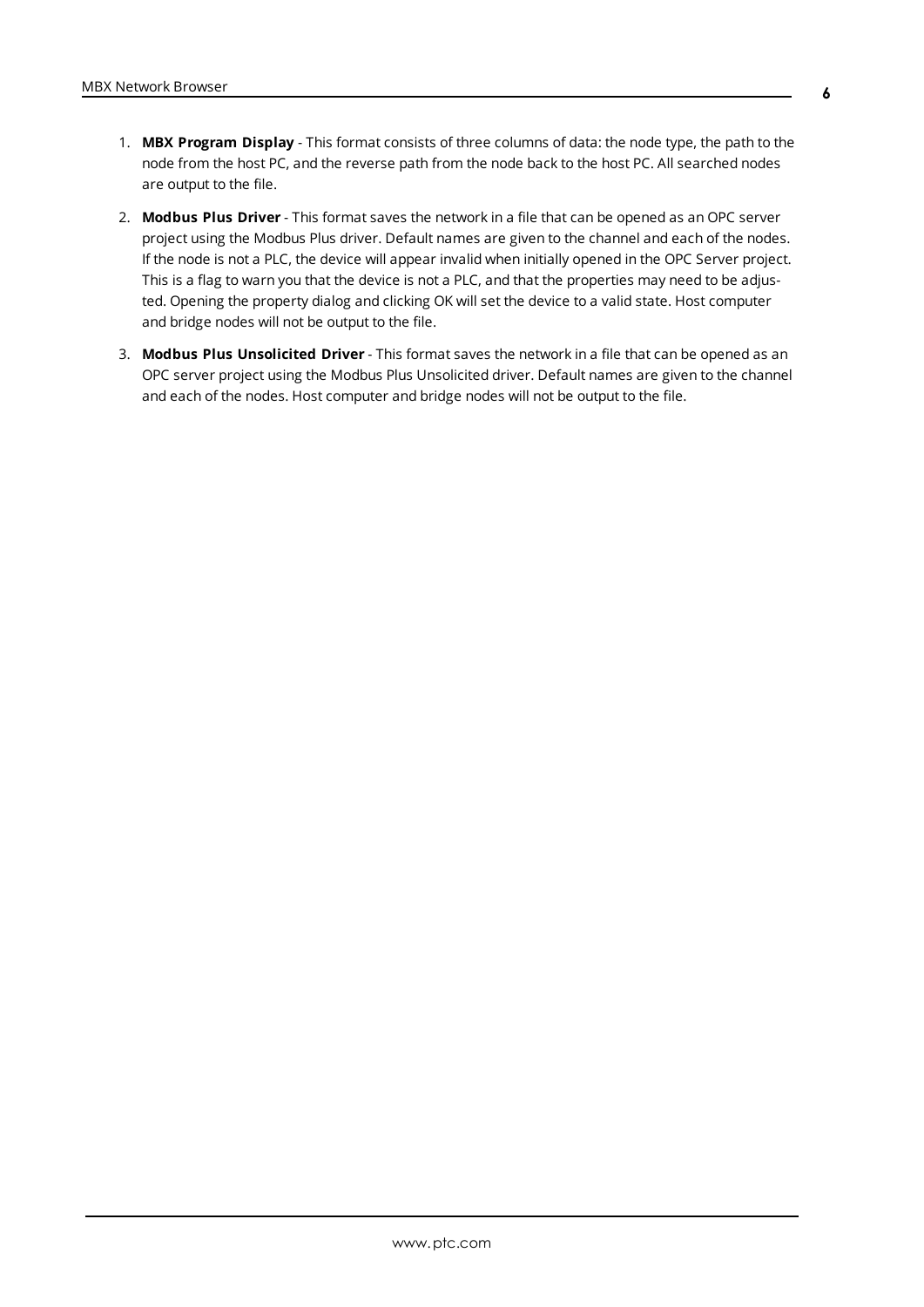1. **MBX Program Display** - This format consists of three columns of data: the node type, the path to the node from the host PC, and the reverse path from the node back to the host PC. All searched nodes are output to the file.

2. **Modbus Plus Driver** - This format saves the network in a file that can be opened as an OPC server project using the Modbus Plus driver. Default names are given to the channel and each of the nodes. If the node is not a PLC, the device will appear invalid when initially opened in the OPC Server project. This is a flag to warn you that the device is not a PLC, and that the properties may need to be adjusted. Opening the property dialog and clicking OK will set the device to a valid state. Host computer and bridge nodes will not be output to the file.

3. **Modbus Plus Unsolicited Driver** - This format saves the network in a file that can be opened as an OPC server project using the Modbus Plus Unsolicited driver. Default names are given to the channel and each of the nodes. Host computer and bridge nodes will not be output to the file.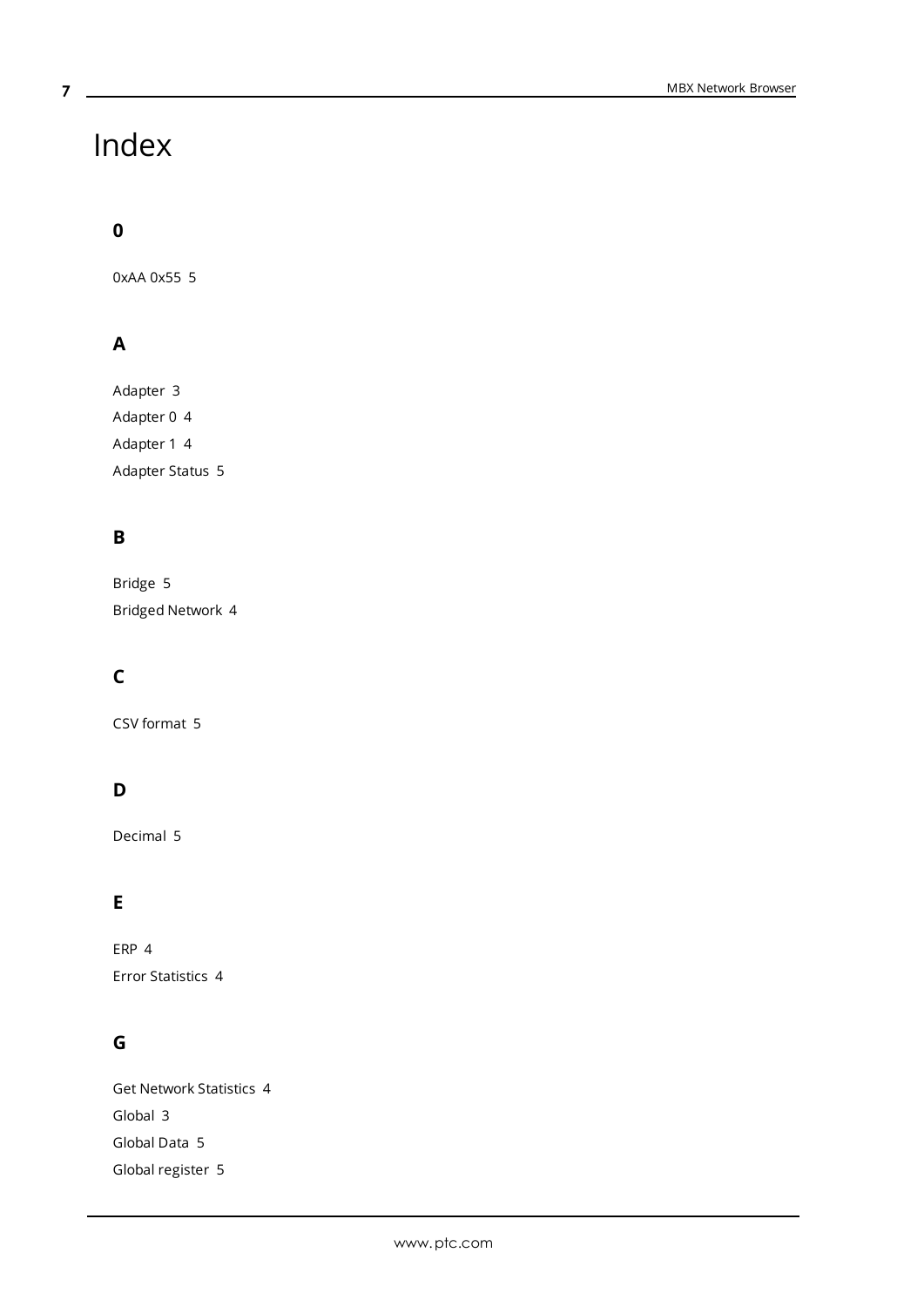# Index

## 0

0xAA 0x55 5

## A

Adapter 3

Adapter 0 4

Adapter 1 4

Adapter Status 5

## B

Bridge 5

Bridged Network 4

## C

CSV format 5

## D

Decimal 5

## E

ERP 4

Error Statistics 4

## G

Get Network Statistics 4

Global 3

Global Data 5

Global register 5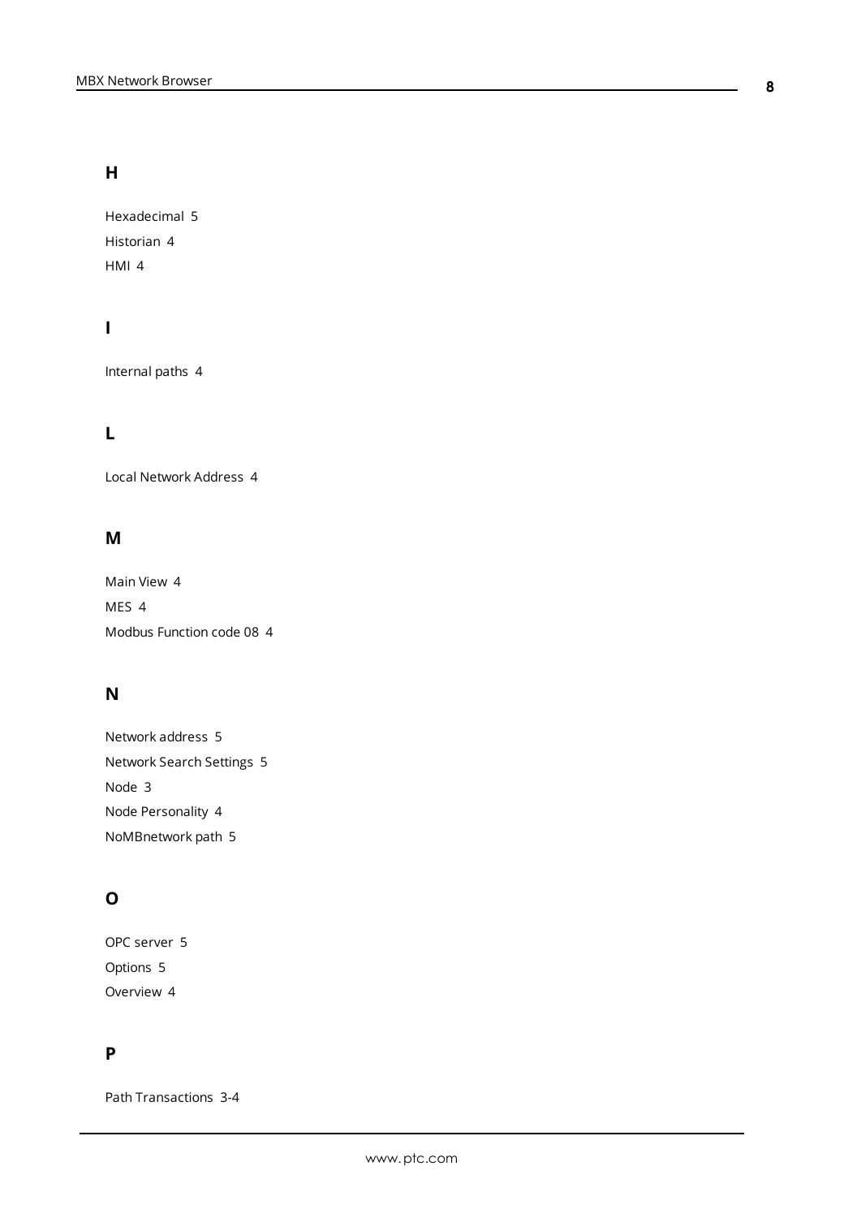## H

Hexadecimal 5

Historian 4

HMI 4

## I

Internal paths 4

## L

Local Network Address 4

## M

Main View 4

MES 4

Modbus Function code 08 4

## N

Network address 5

Network Search Settings 5

Node 3

Node Personality 4

NoMBnetwork path 5

## O

OPC server 5

Options 5

Overview 4

## P

Path Transactions 3-4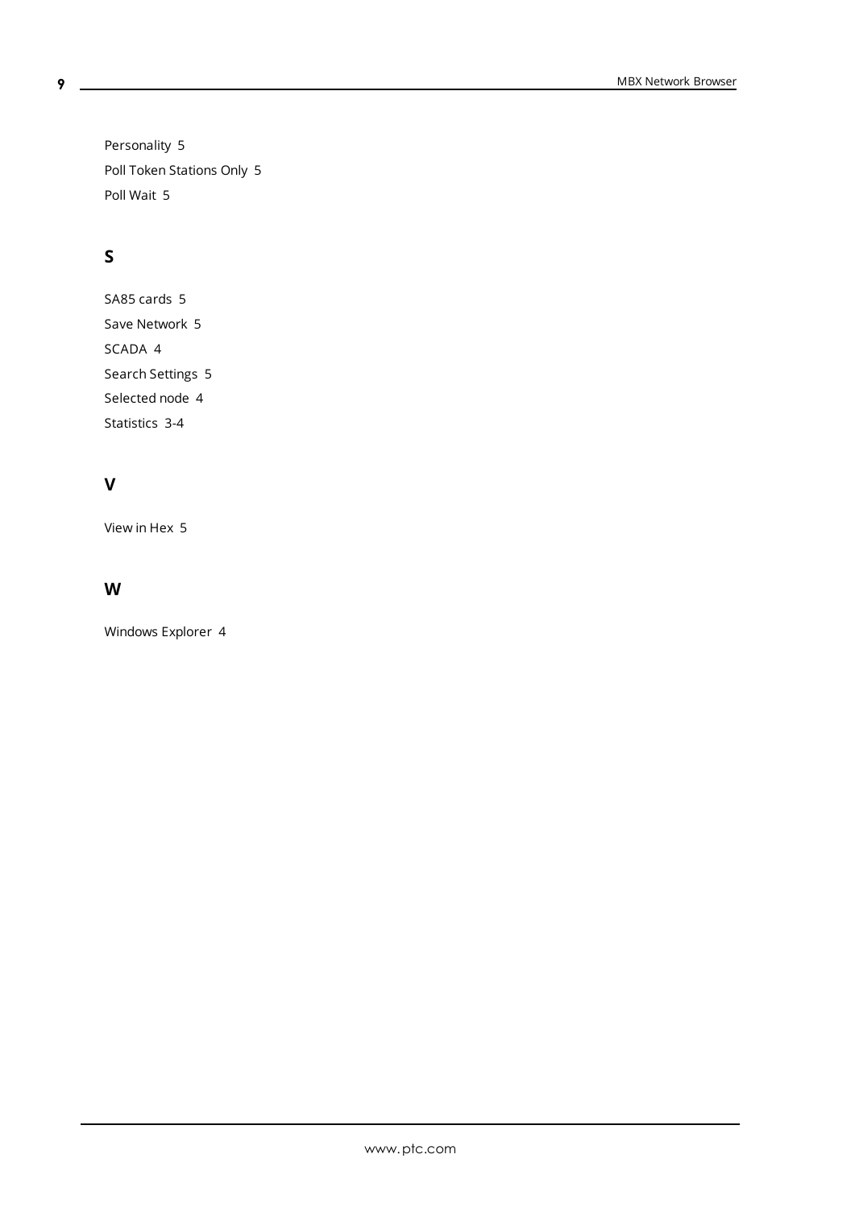Personality 5

Poll Token Stations Only 5

Poll Wait 5

## S

SA85 cards 5

Save Network 5

SCADA 4

Search Settings 5

Selected node 4

Statistics 3-4

## V

View in Hex 5

## W

Windows Explorer 4